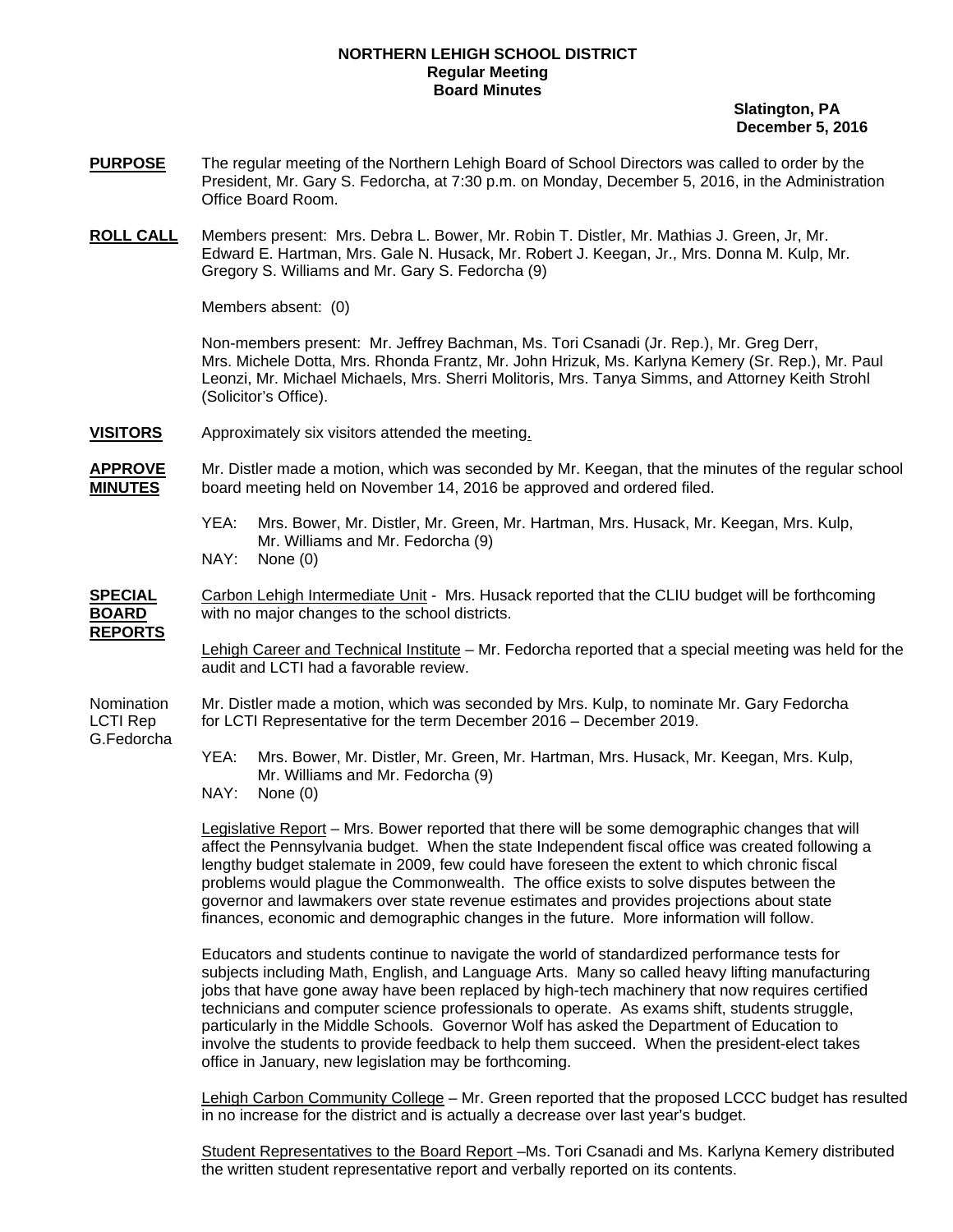**NORTHERN LEHIGH SCHOOL DISTRICT**
**Regular Meeting**
**Board Minutes**

**Slatington, PA**
**December 5, 2016**

**PURPOSE** The regular meeting of the Northern Lehigh Board of School Directors was called to order by the President, Mr. Gary S. Fedorcha, at 7:30 p.m. on Monday, December 5, 2016, in the Administration Office Board Room.

**ROLL CALL** Members present: Mrs. Debra L. Bower, Mr. Robin T. Distler, Mr. Mathias J. Green, Jr, Mr. Edward E. Hartman, Mrs. Gale N. Husack, Mr. Robert J. Keegan, Jr., Mrs. Donna M. Kulp, Mr. Gregory S. Williams and Mr. Gary S. Fedorcha (9)

Members absent: (0)

Non-members present: Mr. Jeffrey Bachman, Ms. Tori Csanadi (Jr. Rep.), Mr. Greg Derr, Mrs. Michele Dotta, Mrs. Rhonda Frantz, Mr. John Hrizuk, Ms. Karlyna Kemery (Sr. Rep.), Mr. Paul Leonzi, Mr. Michael Michaels, Mrs. Sherri Molitoris, Mrs. Tanya Simms, and Attorney Keith Strohl (Solicitor's Office).

**VISITORS** Approximately six visitors attended the meeting.

**APPROVE MINUTES** Mr. Distler made a motion, which was seconded by Mr. Keegan, that the minutes of the regular school board meeting held on November 14, 2016 be approved and ordered filed.

YEA: Mrs. Bower, Mr. Distler, Mr. Green, Mr. Hartman, Mrs. Husack, Mr. Keegan, Mrs. Kulp, Mr. Williams and Mr. Fedorcha (9)
NAY: None (0)

**SPECIAL BOARD REPORTS** Carbon Lehigh Intermediate Unit - Mrs. Husack reported that the CLIU budget will be forthcoming with no major changes to the school districts.

Lehigh Career and Technical Institute – Mr. Fedorcha reported that a special meeting was held for the audit and LCTI had a favorable review.

Nomination LCTI Rep G.Fedorcha — Mr. Distler made a motion, which was seconded by Mrs. Kulp, to nominate Mr. Gary Fedorcha for LCTI Representative for the term December 2016 – December 2019.

YEA: Mrs. Bower, Mr. Distler, Mr. Green, Mr. Hartman, Mrs. Husack, Mr. Keegan, Mrs. Kulp, Mr. Williams and Mr. Fedorcha (9)
NAY: None (0)

Legislative Report – Mrs. Bower reported that there will be some demographic changes that will affect the Pennsylvania budget. When the state Independent fiscal office was created following a lengthy budget stalemate in 2009, few could have foreseen the extent to which chronic fiscal problems would plague the Commonwealth. The office exists to solve disputes between the governor and lawmakers over state revenue estimates and provides projections about state finances, economic and demographic changes in the future. More information will follow.

Educators and students continue to navigate the world of standardized performance tests for subjects including Math, English, and Language Arts. Many so called heavy lifting manufacturing jobs that have gone away have been replaced by high-tech machinery that now requires certified technicians and computer science professionals to operate. As exams shift, students struggle, particularly in the Middle Schools. Governor Wolf has asked the Department of Education to involve the students to provide feedback to help them succeed. When the president-elect takes office in January, new legislation may be forthcoming.

Lehigh Carbon Community College – Mr. Green reported that the proposed LCCC budget has resulted in no increase for the district and is actually a decrease over last year's budget.

Student Representatives to the Board Report –Ms. Tori Csanadi and Ms. Karlyna Kemery distributed the written student representative report and verbally reported on its contents.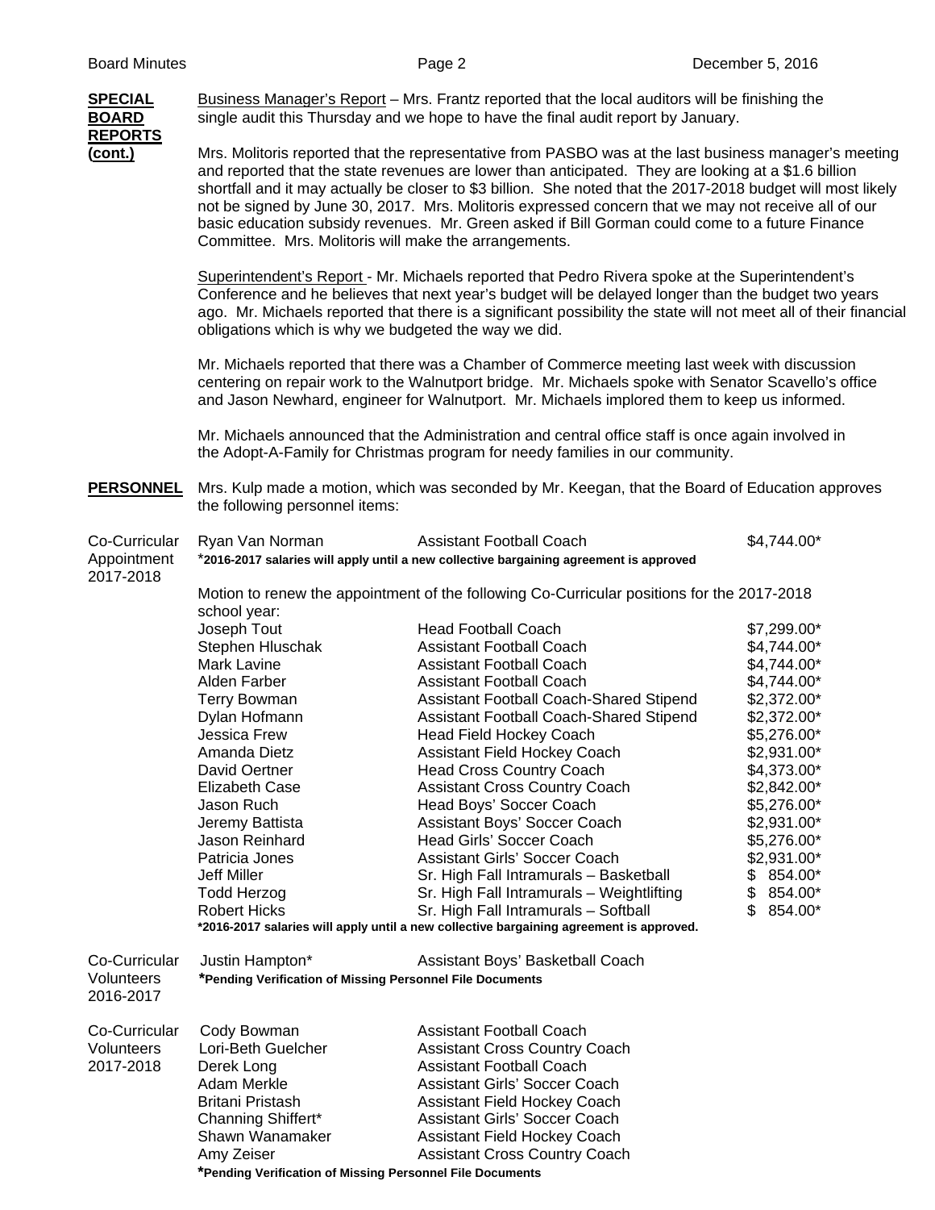**SPECIAL BOARD REPORTS (cont.)**

Business Manager's Report – Mrs. Frantz reported that the local auditors will be finishing the single audit this Thursday and we hope to have the final audit report by January.

Mrs. Molitoris reported that the representative from PASBO was at the last business manager's meeting and reported that the state revenues are lower than anticipated. They are looking at a $1.6 billion shortfall and it may actually be closer to $3 billion. She noted that the 2017-2018 budget will most likely not be signed by June 30, 2017. Mrs. Molitoris expressed concern that we may not receive all of our basic education subsidy revenues. Mr. Green asked if Bill Gorman could come to a future Finance Committee. Mrs. Molitoris will make the arrangements.

Superintendent's Report - Mr. Michaels reported that Pedro Rivera spoke at the Superintendent's Conference and he believes that next year's budget will be delayed longer than the budget two years ago. Mr. Michaels reported that there is a significant possibility the state will not meet all of their financial obligations which is why we budgeted the way we did.

Mr. Michaels reported that there was a Chamber of Commerce meeting last week with discussion centering on repair work to the Walnutport bridge. Mr. Michaels spoke with Senator Scavello's office and Jason Newhard, engineer for Walnutport. Mr. Michaels implored them to keep us informed.

Mr. Michaels announced that the Administration and central office staff is once again involved in the Adopt-A-Family for Christmas program for needy families in our community.

**PERSONNEL**

Mrs. Kulp made a motion, which was seconded by Mr. Keegan, that the Board of Education approves the following personnel items:

Co-Curricular Appointment 2017-2018

| | | |
|---|---|---|
| Ryan Van Norman | Assistant Football Coach | $4,744.00* |

***2016-2017 salaries will apply until a new collective bargaining agreement is approved**

Motion to renew the appointment of the following Co-Curricular positions for the 2017-2018 school year:

| | | |
|---|---|---|
| Joseph Tout | Head Football Coach | $7,299.00* |
| Stephen Hluschak | Assistant Football Coach | $4,744.00* |
| Mark Lavine | Assistant Football Coach | $4,744.00* |
| Alden Farber | Assistant Football Coach | $4,744.00* |
| Terry Bowman | Assistant Football Coach-Shared Stipend | $2,372.00* |
| Dylan Hofmann | Assistant Football Coach-Shared Stipend | $2,372.00* |
| Jessica Frew | Head Field Hockey Coach | $5,276.00* |
| Amanda Dietz | Assistant Field Hockey Coach | $2,931.00* |
| David Oertner | Head Cross Country Coach | $4,373.00* |
| Elizabeth Case | Assistant Cross Country Coach | $2,842.00* |
| Jason Ruch | Head Boys' Soccer Coach | $5,276.00* |
| Jeremy Battista | Assistant Boys' Soccer Coach | $2,931.00* |
| Jason Reinhard | Head Girls' Soccer Coach | $5,276.00* |
| Patricia Jones | Assistant Girls' Soccer Coach | $2,931.00* |
| Jeff Miller | Sr. High Fall Intramurals – Basketball | $ 854.00* |
| Todd Herzog | Sr. High Fall Intramurals – Weightlifting | $ 854.00* |
| Robert Hicks | Sr. High Fall Intramurals – Softball | $ 854.00* |

***2016-2017 salaries will apply until a new collective bargaining agreement is approved.**

Co-Curricular Volunteers 2016-2017

| | |
|---|---|
| Justin Hampton* | Assistant Boys' Basketball Coach |

***Pending Verification of Missing Personnel File Documents**

Co-Curricular Volunteers 2017-2018

| | |
|---|---|
| Cody Bowman | Assistant Football Coach |
| Lori-Beth Guelcher | Assistant Cross Country Coach |
| Derek Long | Assistant Football Coach |
| Adam Merkle | Assistant Girls' Soccer Coach |
| Britani Pristash | Assistant Field Hockey Coach |
| Channing Shiffert* | Assistant Girls' Soccer Coach |
| Shawn Wanamaker | Assistant Field Hockey Coach |
| Amy Zeiser | Assistant Cross Country Coach |

***Pending Verification of Missing Personnel File Documents**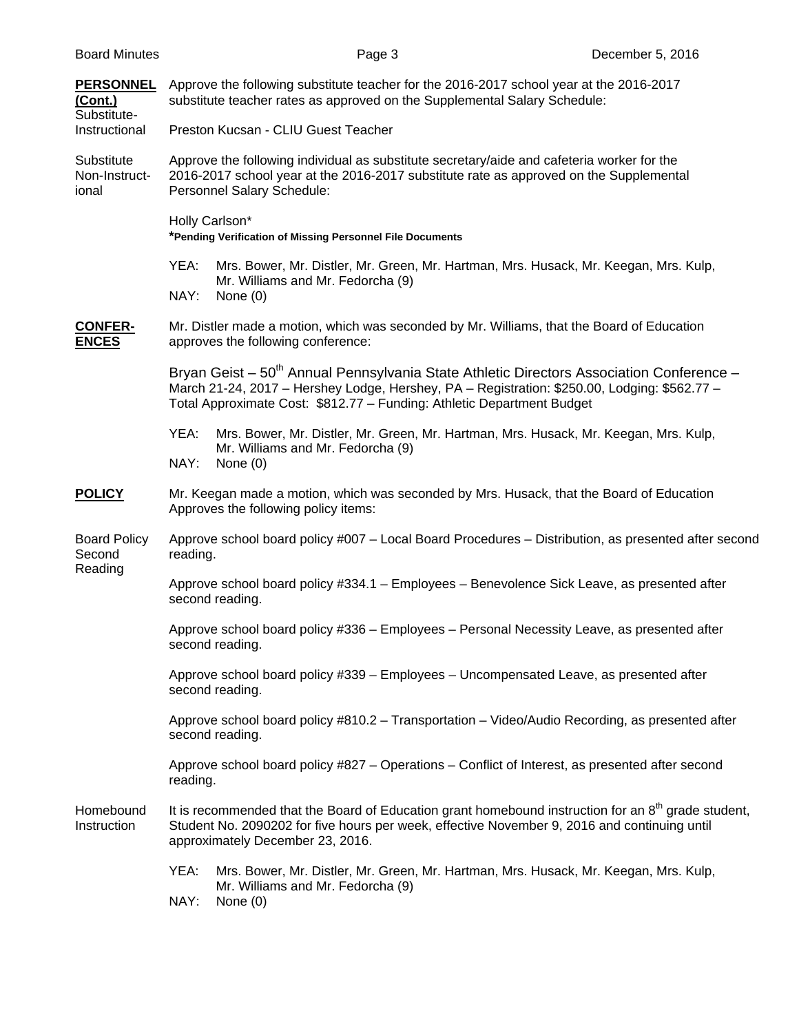**PERSONNEL (Cont.)**

Substitute-Instructional

Approve the following substitute teacher for the 2016-2017 school year at the 2016-2017 substitute teacher rates as approved on the Supplemental Salary Schedule:

Preston Kucsan - CLIU Guest Teacher

Substitute Non-Instructional

Approve the following individual as substitute secretary/aide and cafeteria worker for the 2016-2017 school year at the 2016-2017 substitute rate as approved on the Supplemental Personnel Salary Schedule:

Holly Carlson*
***Pending Verification of Missing Personnel File Documents**

YEA: Mrs. Bower, Mr. Distler, Mr. Green, Mr. Hartman, Mrs. Husack, Mr. Keegan, Mrs. Kulp, Mr. Williams and Mr. Fedorcha (9)
NAY: None (0)

**CONFERENCES**

Mr. Distler made a motion, which was seconded by Mr. Williams, that the Board of Education approves the following conference:

Bryan Geist – 50th Annual Pennsylvania State Athletic Directors Association Conference – March 21-24, 2017 – Hershey Lodge, Hershey, PA – Registration: $250.00, Lodging: $562.77 – Total Approximate Cost: $812.77 – Funding: Athletic Department Budget

YEA: Mrs. Bower, Mr. Distler, Mr. Green, Mr. Hartman, Mrs. Husack, Mr. Keegan, Mrs. Kulp, Mr. Williams and Mr. Fedorcha (9)
NAY: None (0)

**POLICY**

Mr. Keegan made a motion, which was seconded by Mrs. Husack, that the Board of Education Approves the following policy items:

Board Policy Second Reading

Approve school board policy #007 – Local Board Procedures – Distribution, as presented after second reading.

Approve school board policy #334.1 – Employees – Benevolence Sick Leave, as presented after second reading.

Approve school board policy #336 – Employees – Personal Necessity Leave, as presented after second reading.

Approve school board policy #339 – Employees – Uncompensated Leave, as presented after second reading.

Approve school board policy #810.2 – Transportation – Video/Audio Recording, as presented after second reading.

Approve school board policy #827 – Operations – Conflict of Interest, as presented after second reading.

Homebound Instruction

It is recommended that the Board of Education grant homebound instruction for an 8th grade student, Student No. 2090202 for five hours per week, effective November 9, 2016 and continuing until approximately December 23, 2016.

YEA: Mrs. Bower, Mr. Distler, Mr. Green, Mr. Hartman, Mrs. Husack, Mr. Keegan, Mrs. Kulp, Mr. Williams and Mr. Fedorcha (9)
NAY: None (0)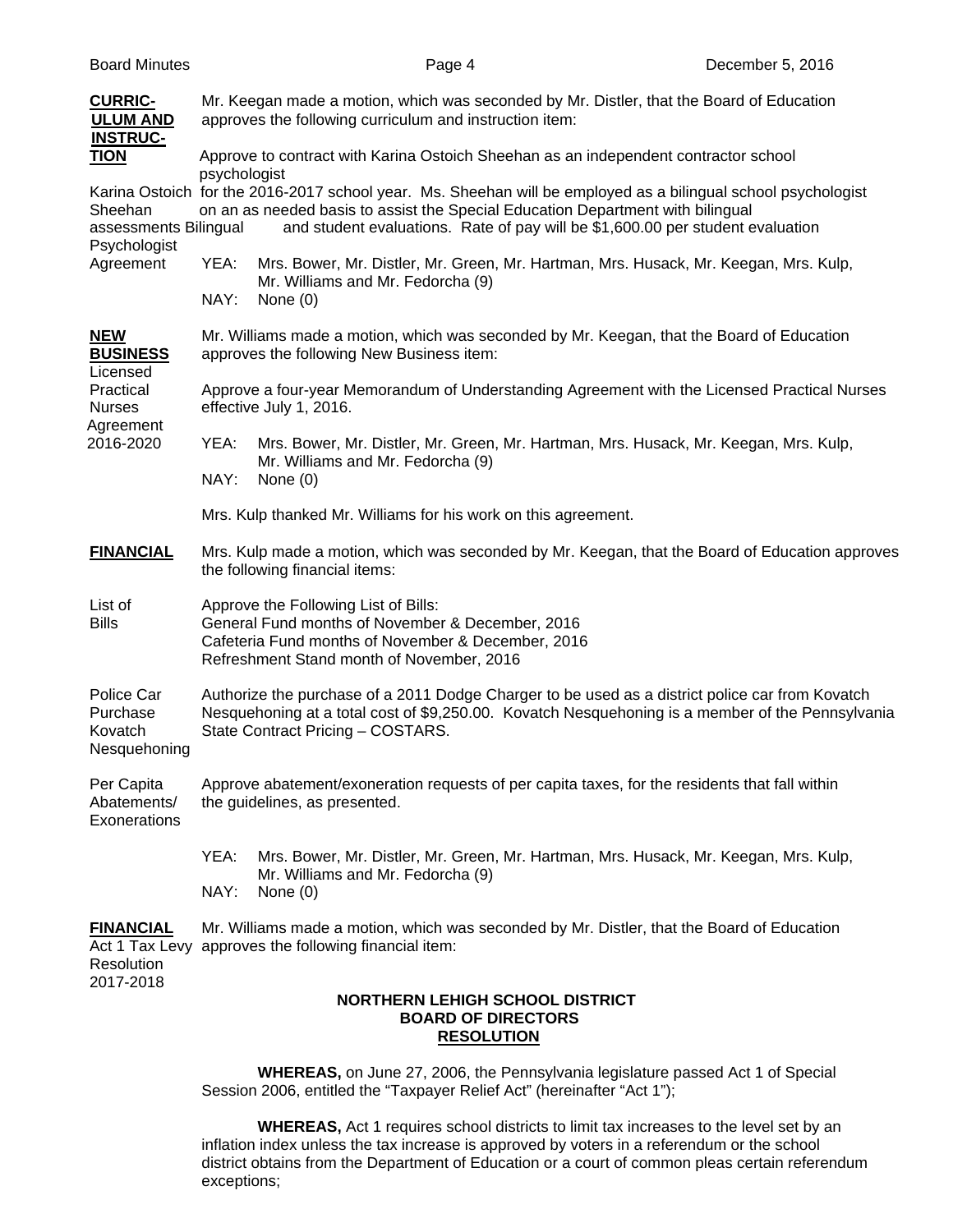**CURRICULUM AND INSTRUCTION**

Mr. Keegan made a motion, which was seconded by Mr. Distler, that the Board of Education approves the following curriculum and instruction item:

Karina Ostoich Sheehan Bilingual Psychologist Agreement

Approve to contract with Karina Ostoich Sheehan as an independent contractor school psychologist for the 2016-2017 school year. Ms. Sheehan will be employed as a bilingual school psychologist on an as needed basis to assist the Special Education Department with bilingual assessments and student evaluations. Rate of pay will be $1,600.00 per student evaluation

YEA: Mrs. Bower, Mr. Distler, Mr. Green, Mr. Hartman, Mrs. Husack, Mr. Keegan, Mrs. Kulp, Mr. Williams and Mr. Fedorcha (9)
NAY: None (0)

**NEW BUSINESS**

Mr. Williams made a motion, which was seconded by Mr. Keegan, that the Board of Education approves the following New Business item:

Licensed Practical Nurses Agreement 2016-2020

Approve a four-year Memorandum of Understanding Agreement with the Licensed Practical Nurses effective July 1, 2016.

YEA: Mrs. Bower, Mr. Distler, Mr. Green, Mr. Hartman, Mrs. Husack, Mr. Keegan, Mrs. Kulp, Mr. Williams and Mr. Fedorcha (9)
NAY: None (0)

Mrs. Kulp thanked Mr. Williams for his work on this agreement.

**FINANCIAL**

Mrs. Kulp made a motion, which was seconded by Mr. Keegan, that the Board of Education approves the following financial items:

List of Bills

Approve the Following List of Bills:
General Fund months of November & December, 2016
Cafeteria Fund months of November & December, 2016
Refreshment Stand month of November, 2016

Police Car Purchase Kovatch Nesquehoning

Authorize the purchase of a 2011 Dodge Charger to be used as a district police car from Kovatch Nesquehoning at a total cost of $9,250.00. Kovatch Nesquehoning is a member of the Pennsylvania State Contract Pricing – COSTARS.

Per Capita Abatements/ Exonerations

Approve abatement/exoneration requests of per capita taxes, for the residents that fall within the guidelines, as presented.

YEA: Mrs. Bower, Mr. Distler, Mr. Green, Mr. Hartman, Mrs. Husack, Mr. Keegan, Mrs. Kulp, Mr. Williams and Mr. Fedorcha (9)
NAY: None (0)

**FINANCIAL**

Act 1 Tax Levy Resolution 2017-2018

Mr. Williams made a motion, which was seconded by Mr. Distler, that the Board of Education approves the following financial item:

**NORTHERN LEHIGH SCHOOL DISTRICT**
**BOARD OF DIRECTORS**
**RESOLUTION**

**WHEREAS,** on June 27, 2006, the Pennsylvania legislature passed Act 1 of Special Session 2006, entitled the "Taxpayer Relief Act" (hereinafter "Act 1");

**WHEREAS,** Act 1 requires school districts to limit tax increases to the level set by an inflation index unless the tax increase is approved by voters in a referendum or the school district obtains from the Department of Education or a court of common pleas certain referendum exceptions;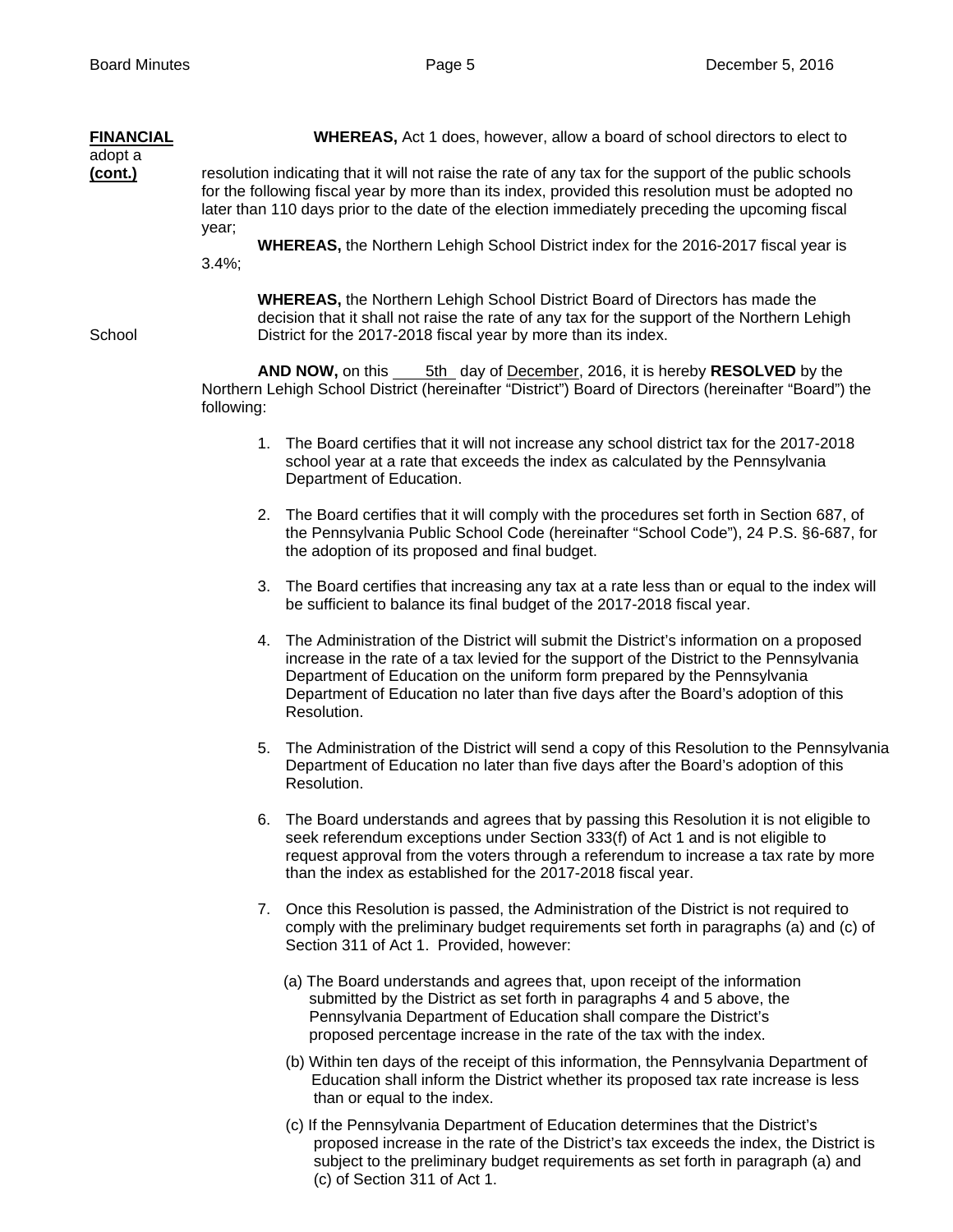**FINANCIAL (cont.)**

**WHEREAS,** Act 1 does, however, allow a board of school directors to elect to adopt a resolution indicating that it will not raise the rate of any tax for the support of the public schools for the following fiscal year by more than its index, provided this resolution must be adopted no later than 110 days prior to the date of the election immediately preceding the upcoming fiscal year;

**WHEREAS,** the Northern Lehigh School District index for the 2016-2017 fiscal year is 3.4%;

**WHEREAS,** the Northern Lehigh School District Board of Directors has made the decision that it shall not raise the rate of any tax for the support of the Northern Lehigh School District for the 2017-2018 fiscal year by more than its index.

**AND NOW,** on this 5th day of December, 2016, it is hereby **RESOLVED** by the Northern Lehigh School District (hereinafter "District") Board of Directors (hereinafter "Board") the following:

1. The Board certifies that it will not increase any school district tax for the 2017-2018 school year at a rate that exceeds the index as calculated by the Pennsylvania Department of Education.

2. The Board certifies that it will comply with the procedures set forth in Section 687, of the Pennsylvania Public School Code (hereinafter "School Code"), 24 P.S. §6-687, for the adoption of its proposed and final budget.

3. The Board certifies that increasing any tax at a rate less than or equal to the index will be sufficient to balance its final budget of the 2017-2018 fiscal year.

4. The Administration of the District will submit the District's information on a proposed increase in the rate of a tax levied for the support of the District to the Pennsylvania Department of Education on the uniform form prepared by the Pennsylvania Department of Education no later than five days after the Board's adoption of this Resolution.

5. The Administration of the District will send a copy of this Resolution to the Pennsylvania Department of Education no later than five days after the Board's adoption of this Resolution.

6. The Board understands and agrees that by passing this Resolution it is not eligible to seek referendum exceptions under Section 333(f) of Act 1 and is not eligible to request approval from the voters through a referendum to increase a tax rate by more than the index as established for the 2017-2018 fiscal year.

7. Once this Resolution is passed, the Administration of the District is not required to comply with the preliminary budget requirements set forth in paragraphs (a) and (c) of Section 311 of Act 1. Provided, however:

   (a) The Board understands and agrees that, upon receipt of the information submitted by the District as set forth in paragraphs 4 and 5 above, the Pennsylvania Department of Education shall compare the District's proposed percentage increase in the rate of the tax with the index.

   (b) Within ten days of the receipt of this information, the Pennsylvania Department of Education shall inform the District whether its proposed tax rate increase is less than or equal to the index.

   (c) If the Pennsylvania Department of Education determines that the District's proposed increase in the rate of the District's tax exceeds the index, the District is subject to the preliminary budget requirements as set forth in paragraph (a) and (c) of Section 311 of Act 1.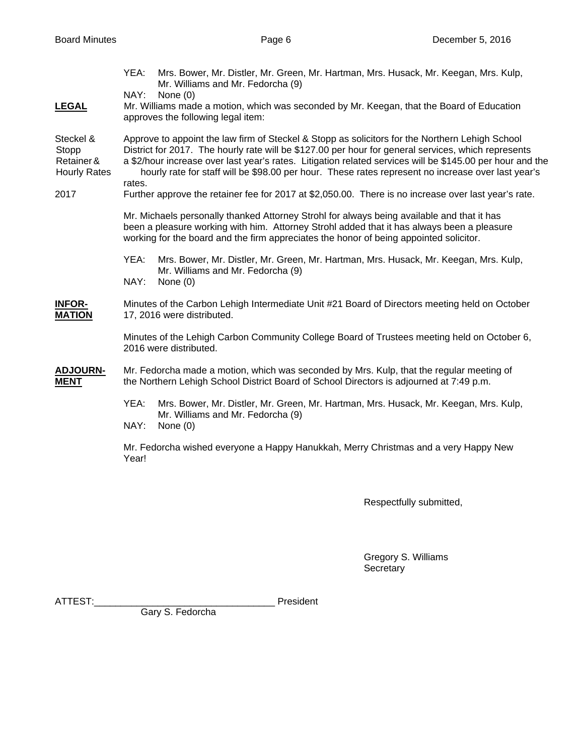YEA: Mrs. Bower, Mr. Distler, Mr. Green, Mr. Hartman, Mrs. Husack, Mr. Keegan, Mrs. Kulp, Mr. Williams and Mr. Fedorcha (9)
NAY: None (0)

**LEGAL**

Mr. Williams made a motion, which was seconded by Mr. Keegan, that the Board of Education approves the following legal item:

Steckel & Stopp Retainer & Hourly Rates 2017

Approve to appoint the law firm of Steckel & Stopp as solicitors for the Northern Lehigh School District for 2017. The hourly rate will be $127.00 per hour for general services, which represents a $2/hour increase over last year's rates. Litigation related services will be $145.00 per hour and the hourly rate for staff will be $98.00 per hour. These rates represent no increase over last year's rates.

Further approve the retainer fee for 2017 at $2,050.00. There is no increase over last year's rate.

Mr. Michaels personally thanked Attorney Strohl for always being available and that it has been a pleasure working with him. Attorney Strohl added that it has always been a pleasure working for the board and the firm appreciates the honor of being appointed solicitor.

YEA: Mrs. Bower, Mr. Distler, Mr. Green, Mr. Hartman, Mrs. Husack, Mr. Keegan, Mrs. Kulp, Mr. Williams and Mr. Fedorcha (9)
NAY: None (0)

**INFORMATION**

Minutes of the Carbon Lehigh Intermediate Unit #21 Board of Directors meeting held on October 17, 2016 were distributed.

Minutes of the Lehigh Carbon Community College Board of Trustees meeting held on October 6, 2016 were distributed.

**ADJOURNMENT**

Mr. Fedorcha made a motion, which was seconded by Mrs. Kulp, that the regular meeting of the Northern Lehigh School District Board of School Directors is adjourned at 7:49 p.m.

YEA: Mrs. Bower, Mr. Distler, Mr. Green, Mr. Hartman, Mrs. Husack, Mr. Keegan, Mrs. Kulp, Mr. Williams and Mr. Fedorcha (9)
NAY: None (0)

Mr. Fedorcha wished everyone a Happy Hanukkah, Merry Christmas and a very Happy New Year!

Respectfully submitted,

Gregory S. Williams
Secretary

ATTEST:_________________________________ President
Gary S. Fedorcha